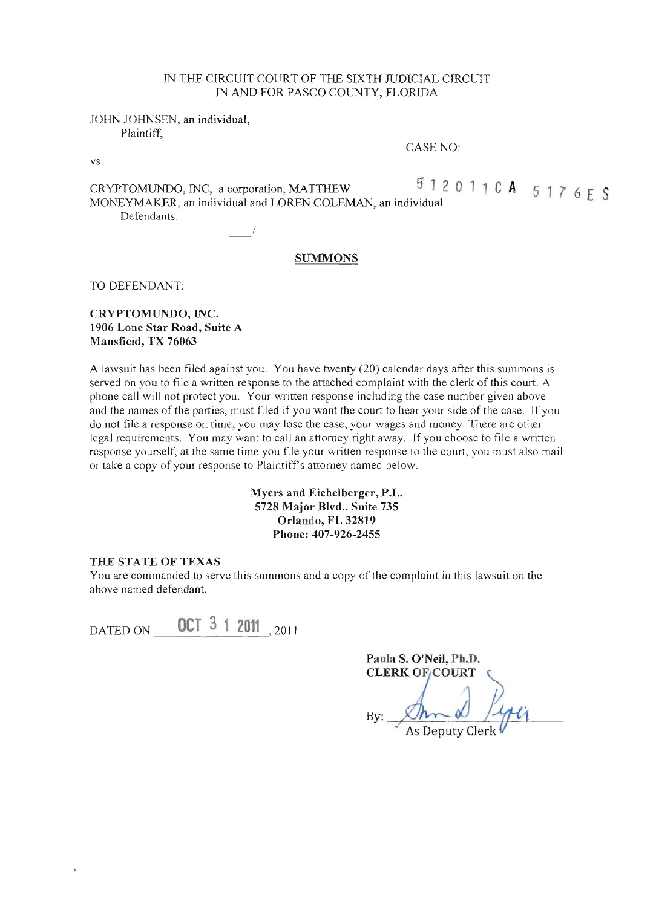IN THE CIRCUIT COURT OF THE SIXTH JUDICIAL CIRCUIT
IN AND FOR PASCO COUNTY, FLORIDA

JOHN JOHNSEN, an individual,
Plaintiff,

CASE NO:

vs.

CRYPTOMUNDO, INC, a corporation, MATTHEW MONEYMAKER, an individual and LOREN COLEMAN, an individual
Defendants.

512011CA 5176ES

______________________/

**SUMMONS**

TO DEFENDANT:

**CRYPTOMUNDO, INC.**
**1906 Lone Star Road, Suite A**
**Mansfield, TX 76063**

A lawsuit has been filed against you. You have twenty (20) calendar days after this summons is served on you to file a written response to the attached complaint with the clerk of this court. A phone call will not protect you. Your written response including the case number given above and the names of the parties, must filed if you want the court to hear your side of the case. If you do not file a response on time, you may lose the case, your wages and money. There are other legal requirements. You may want to call an attorney right away. If you choose to file a written response yourself, at the same time you file your written response to the court, you must also mail or take a copy of your response to Plaintiff's attorney named below.

**Myers and Eichelberger, P.L.**
**5728 Major Blvd., Suite 735**
**Orlando, FL 32819**
**Phone: 407-926-2455**

**THE STATE OF TEXAS**
You are commanded to serve this summons and a copy of the complaint in this lawsuit on the above named defendant.

DATED ON OCT 31 2011, 2011

**Paula S. O'Neil, Ph.D.**
**CLERK OF COURT**

By: ______________________
As Deputy Clerk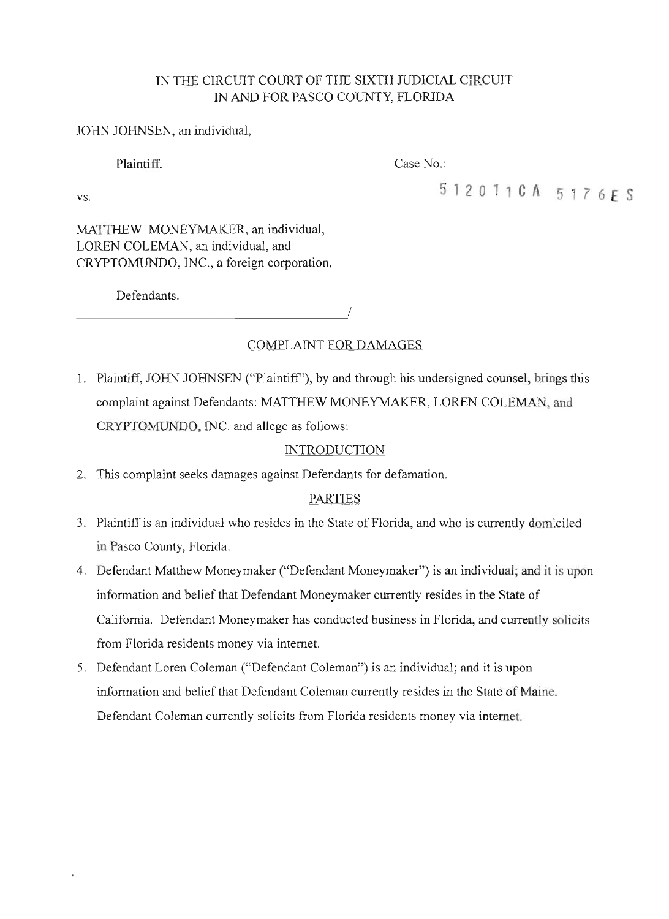IN THE CIRCUIT COURT OF THE SIXTH JUDICIAL CIRCUIT
IN AND FOR PASCO COUNTY, FLORIDA

JOHN JOHNSEN, an individual,

Plaintiff,

Case No.: 512011CA 5176ES

vs.

MATTHEW MONEYMAKER, an individual,
LOREN COLEMAN, an individual, and
CRYPTOMUNDO, INC., a foreign corporation,

Defendants.
______________________________________/

## COMPLAINT FOR DAMAGES

1. Plaintiff, JOHN JOHNSEN ("Plaintiff"), by and through his undersigned counsel, brings this complaint against Defendants: MATTHEW MONEYMAKER, LOREN COLEMAN, and CRYPTOMUNDO, INC. and allege as follows:

### INTRODUCTION

2. This complaint seeks damages against Defendants for defamation.

### PARTIES

3. Plaintiff is an individual who resides in the State of Florida, and who is currently domiciled in Pasco County, Florida.
4. Defendant Matthew Moneymaker ("Defendant Moneymaker") is an individual; and it is upon information and belief that Defendant Moneymaker currently resides in the State of California. Defendant Moneymaker has conducted business in Florida, and currently solicits from Florida residents money via internet.
5. Defendant Loren Coleman ("Defendant Coleman") is an individual; and it is upon information and belief that Defendant Coleman currently resides in the State of Maine. Defendant Coleman currently solicits from Florida residents money via internet.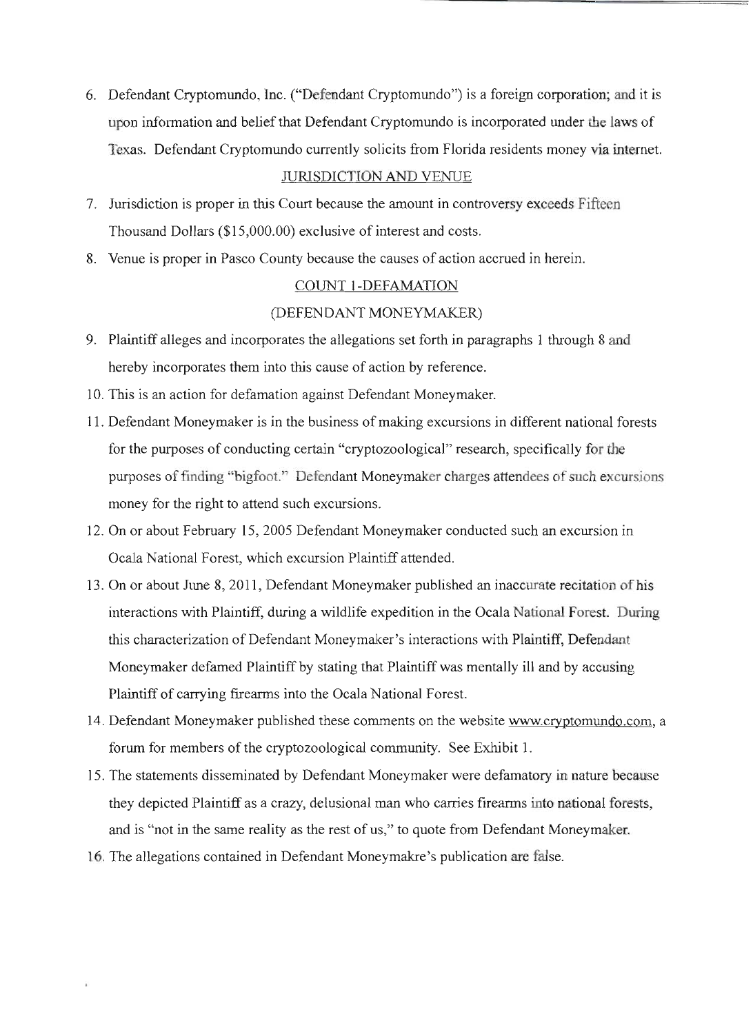6. Defendant Cryptomundo, Inc. ("Defendant Cryptomundo") is a foreign corporation; and it is upon information and belief that Defendant Cryptomundo is incorporated under the laws of Texas. Defendant Cryptomundo currently solicits from Florida residents money via internet.

## JURISDICTION AND VENUE

7. Jurisdiction is proper in this Court because the amount in controversy exceeds Fifteen Thousand Dollars ($15,000.00) exclusive of interest and costs.
8. Venue is proper in Pasco County because the causes of action accrued in herein.

## COUNT 1-DEFAMATION

## (DEFENDANT MONEYMAKER)

9. Plaintiff alleges and incorporates the allegations set forth in paragraphs 1 through 8 and hereby incorporates them into this cause of action by reference.
10. This is an action for defamation against Defendant Moneymaker.
11. Defendant Moneymaker is in the business of making excursions in different national forests for the purposes of conducting certain "cryptozoological" research, specifically for the purposes of finding "bigfoot." Defendant Moneymaker charges attendees of such excursions money for the right to attend such excursions.
12. On or about February 15, 2005 Defendant Moneymaker conducted such an excursion in Ocala National Forest, which excursion Plaintiff attended.
13. On or about June 8, 2011, Defendant Moneymaker published an inaccurate recitation of his interactions with Plaintiff, during a wildlife expedition in the Ocala National Forest. During this characterization of Defendant Moneymaker's interactions with Plaintiff, Defendant Moneymaker defamed Plaintiff by stating that Plaintiff was mentally ill and by accusing Plaintiff of carrying firearms into the Ocala National Forest.
14. Defendant Moneymaker published these comments on the website www.cryptomundo.com, a forum for members of the cryptozoological community. See Exhibit 1.
15. The statements disseminated by Defendant Moneymaker were defamatory in nature because they depicted Plaintiff as a crazy, delusional man who carries firearms into national forests, and is "not in the same reality as the rest of us," to quote from Defendant Moneymaker.
16. The allegations contained in Defendant Moneymakre's publication are false.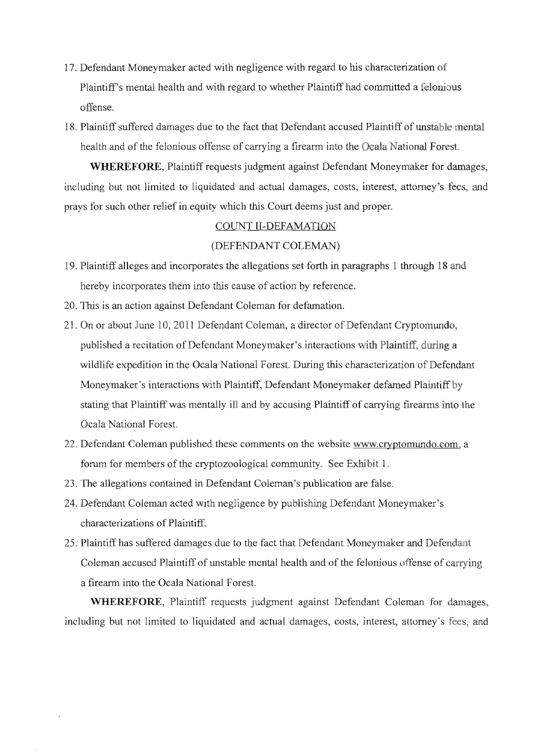17. Defendant Moneymaker acted with negligence with regard to his characterization of Plaintiff's mental health and with regard to whether Plaintiff had committed a felonious offense.
18. Plaintiff suffered damages due to the fact that Defendant accused Plaintiff of unstable mental health and of the felonious offense of carrying a firearm into the Ocala National Forest.

**WHEREFORE**, Plaintiff requests judgment against Defendant Moneymaker for damages, including but not limited to liquidated and actual damages, costs, interest, attorney's fees, and prays for such other relief in equity which this Court deems just and proper.

COUNT II-DEFAMATION

(DEFENDANT COLEMAN)

19. Plaintiff alleges and incorporates the allegations set forth in paragraphs 1 through 18 and hereby incorporates them into this cause of action by reference.
20. This is an action against Defendant Coleman for defamation.
21. On or about June 10, 2011 Defendant Coleman, a director of Defendant Cryptomundo, published a recitation of Defendant Moneymaker's interactions with Plaintiff, during a wildlife expedition in the Ocala National Forest. During this characterization of Defendant Moneymaker's interactions with Plaintiff, Defendant Moneymaker defamed Plaintiff by stating that Plaintiff was mentally ill and by accusing Plaintiff of carrying firearms into the Ocala National Forest.
22. Defendant Coleman published these comments on the website www.cryptomundo.com, a forum for members of the cryptozoological community. See Exhibit 1.
23. The allegations contained in Defendant Coleman's publication are false.
24. Defendant Coleman acted with negligence by publishing Defendant Moneymaker's characterizations of Plaintiff.
25. Plaintiff has suffered damages due to the fact that Defendant Moneymaker and Defendant Coleman accused Plaintiff of unstable mental health and of the felonious offense of carrying a firearm into the Ocala National Forest.

**WHEREFORE**, Plaintiff requests judgment against Defendant Coleman for damages, including but not limited to liquidated and actual damages, costs, interest, attorney's fees, and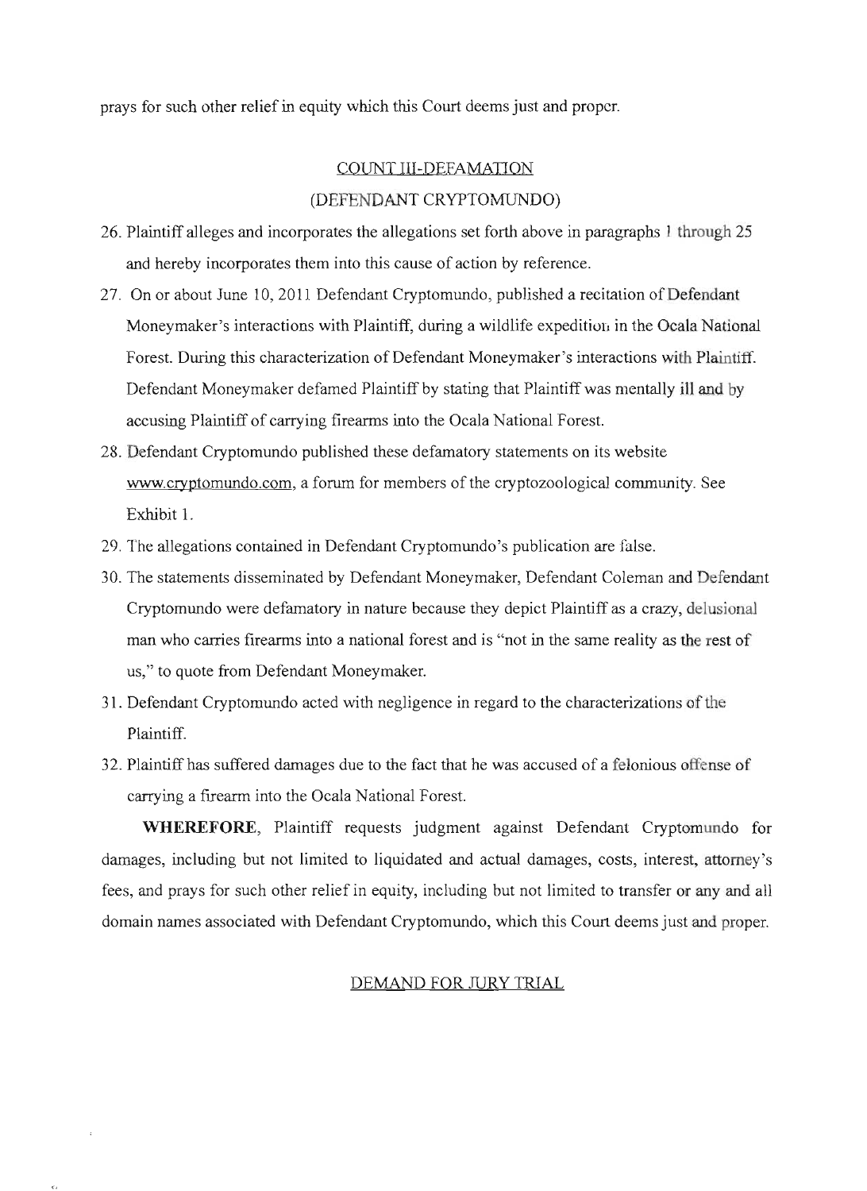prays for such other relief in equity which this Court deems just and proper.

## COUNT III-DEFAMATION

## (DEFENDANT CRYPTOMUNDO)

26. Plaintiff alleges and incorporates the allegations set forth above in paragraphs 1 through 25 and hereby incorporates them into this cause of action by reference.
27. On or about June 10, 2011 Defendant Cryptomundo, published a recitation of Defendant Moneymaker's interactions with Plaintiff, during a wildlife expedition in the Ocala National Forest. During this characterization of Defendant Moneymaker's interactions with Plaintiff. Defendant Moneymaker defamed Plaintiff by stating that Plaintiff was mentally ill and by accusing Plaintiff of carrying firearms into the Ocala National Forest.
28. Defendant Cryptomundo published these defamatory statements on its website www.cryptomundo.com, a forum for members of the cryptozoological community. See Exhibit 1.
29. The allegations contained in Defendant Cryptomundo's publication are false.
30. The statements disseminated by Defendant Moneymaker, Defendant Coleman and Defendant Cryptomundo were defamatory in nature because they depict Plaintiff as a crazy, delusional man who carries firearms into a national forest and is "not in the same reality as the rest of us," to quote from Defendant Moneymaker.
31. Defendant Cryptomundo acted with negligence in regard to the characterizations of the Plaintiff.
32. Plaintiff has suffered damages due to the fact that he was accused of a felonious offense of carrying a firearm into the Ocala National Forest.

**WHEREFORE**, Plaintiff requests judgment against Defendant Cryptomundo for damages, including but not limited to liquidated and actual damages, costs, interest, attorney's fees, and prays for such other relief in equity, including but not limited to transfer or any and all domain names associated with Defendant Cryptomundo, which this Court deems just and proper.

## DEMAND FOR JURY TRIAL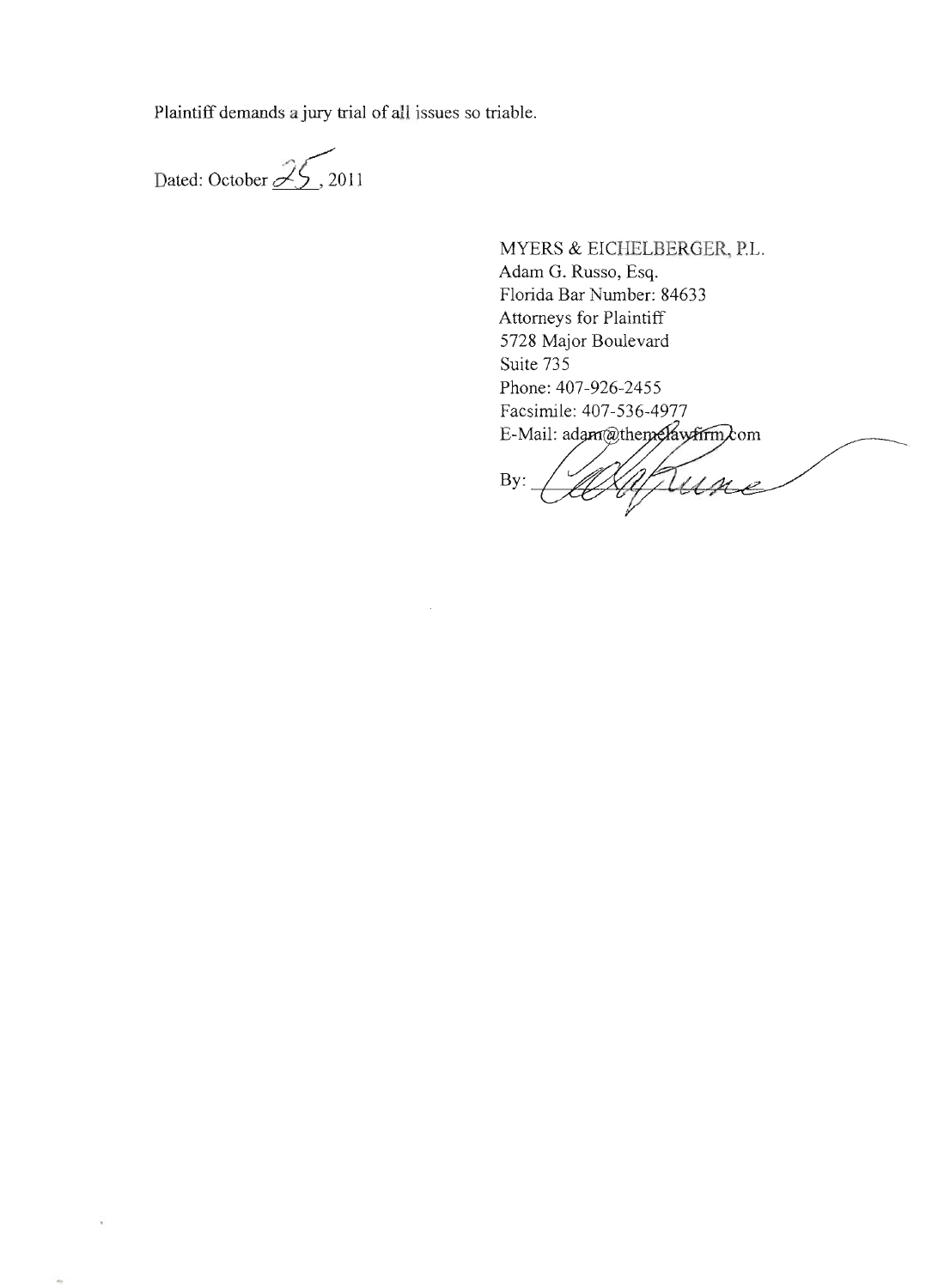Plaintiff demands a jury trial of all issues so triable.

Dated: October 25, 2011

MYERS & EICHELBERGER, P.L.
Adam G. Russo, Esq.
Florida Bar Number: 84633
Attorneys for Plaintiff
5728 Major Boulevard
Suite 735
Phone: 407-926-2455
Facsimile: 407-536-4977
E-Mail: adam@themelawfirm.com

By: ______________________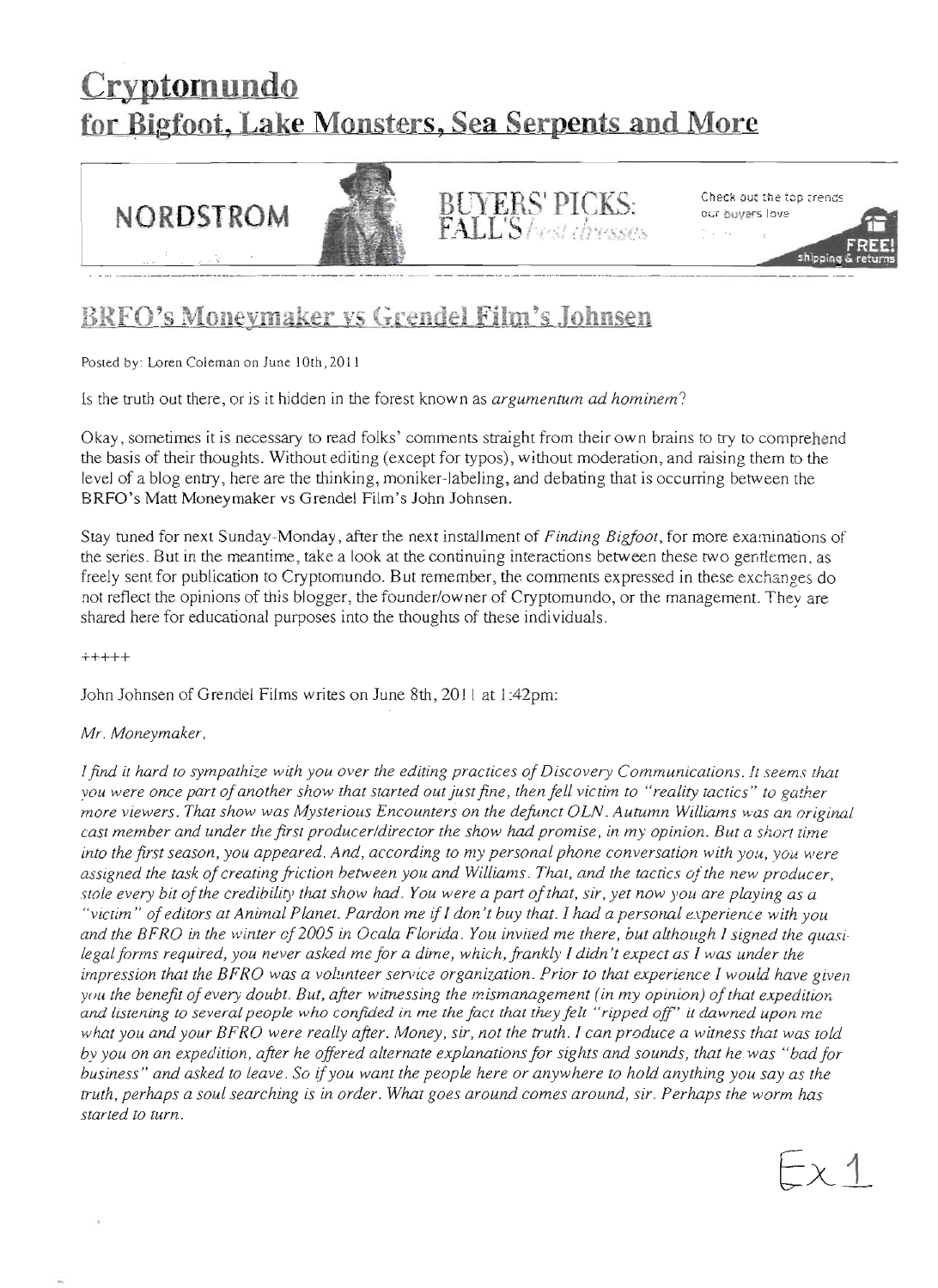# Cryptomundo
## for Bigfoot, Lake Monsters, Sea Serpents and More

NORDSTROM BUYERS' PICKS: FALL'S best dresses Check out the top trends our buyers love FREE! shipping & returns

## BRFO's Moneymaker vs Grendel Film's Johnsen

Posted by: Loren Coleman on June 10th, 2011

Is the truth out there, or is it hidden in the forest known as *argumentum ad hominem*?

Okay, sometimes it is necessary to read folks' comments straight from their own brains to try to comprehend the basis of their thoughts. Without editing (except for typos), without moderation, and raising them to the level of a blog entry, here are the thinking, moniker-labeling, and debating that is occurring between the BRFO's Matt Moneymaker vs Grendel Film's John Johnsen.

Stay tuned for next Sunday-Monday, after the next installment of *Finding Bigfoot*, for more examinations of the series. But in the meantime, take a look at the continuing interactions between these two gentlemen, as freely sent for publication to Cryptomundo. But remember, the comments expressed in these exchanges do not reflect the opinions of this blogger, the founder/owner of Cryptomundo, or the management. They are shared here for educational purposes into the thoughts of these individuals.

+++++

John Johnsen of Grendel Films writes on June 8th, 2011 at 1:42pm:

*Mr. Moneymaker,*

*I find it hard to sympathize with you over the editing practices of Discovery Communications. It seems that you were once part of another show that started out just fine, then fell victim to "reality tactics" to gather more viewers. That show was Mysterious Encounters on the defunct OLN. Autumn Williams was an original cast member and under the first producer/director the show had promise, in my opinion. But a short time into the first season, you appeared. And, according to my personal phone conversation with you, you were assigned the task of creating friction between you and Williams. That, and the tactics of the new producer, stole every bit of the credibility that show had. You were a part of that, sir, yet now you are playing as a "victim" of editors at Animal Planet. Pardon me if I don't buy that. I had a personal experience with you and the BFRO in the winter of 2005 in Ocala Florida. You invited me there, but although I signed the quasi-legal forms required, you never asked me for a dime, which, frankly I didn't expect as I was under the impression that the BFRO was a volunteer service organization. Prior to that experience I would have given you the benefit of every doubt. But, after witnessing the mismanagement (in my opinion) of that expedition and listening to several people who confided in me the fact that they felt "ripped off" it dawned upon me what you and your BFRO were really after. Money, sir, not the truth. I can produce a witness that was told by you on an expedition, after he offered alternate explanations for sights and sounds, that he was "bad for business" and asked to leave. So if you want the people here or anywhere to hold anything you say as the truth, perhaps a soul searching is in order. What goes around comes around, sir. Perhaps the worm has started to turn.*

Ex 1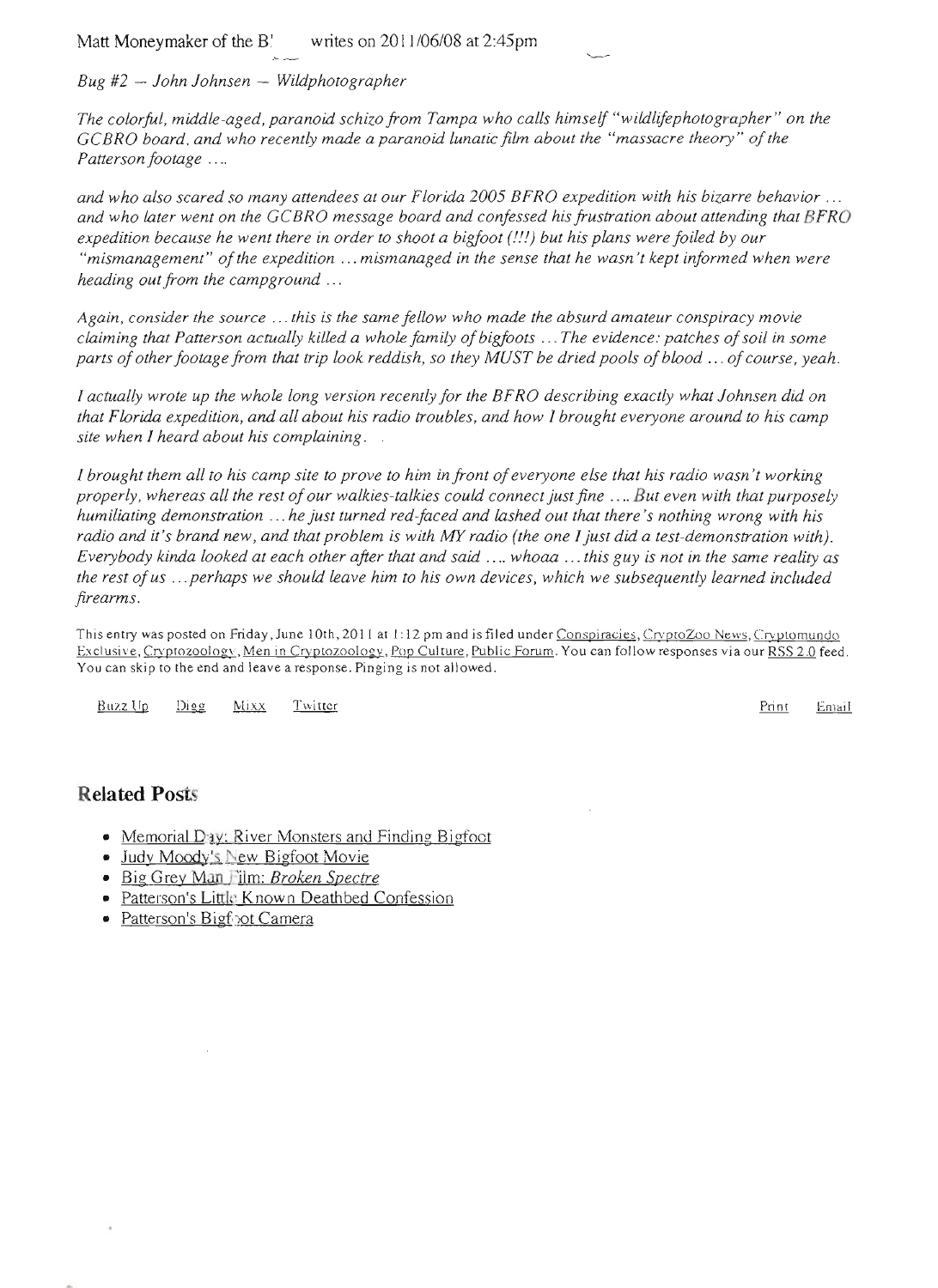Matt Moneymaker of the B! writes on 2011/06/08 at 2:45pm

*Bug #2 – John Johnsen – Wildphotographer*

*The colorful, middle-aged, paranoid schizo from Tampa who calls himself "wildlifephotographer" on the GCBRO board, and who recently made a paranoid lunatic film about the "massacre theory" of the Patterson footage ….*

*and who also scared so many attendees at our Florida 2005 BFRO expedition with his bizarre behavior … and who later went on the GCBRO message board and confessed his frustration about attending that BFRO expedition because he went there in order to shoot a bigfoot (!!!) but his plans were foiled by our "mismanagement" of the expedition … mismanaged in the sense that he wasn't kept informed when were heading out from the campground …*

*Again, consider the source … this is the same fellow who made the absurd amateur conspiracy movie claiming that Patterson actually killed a whole family of bigfoots … The evidence: patches of soil in some parts of other footage from that trip look reddish, so they MUST be dried pools of blood … of course, yeah.*

*I actually wrote up the whole long version recently for the BFRO describing exactly what Johnsen did on that Florida expedition, and all about his radio troubles, and how I brought everyone around to his camp site when I heard about his complaining.*

*I brought them all to his camp site to prove to him in front of everyone else that his radio wasn't working properly, whereas all the rest of our walkies-talkies could connect just fine …. But even with that purposely humiliating demonstration … he just turned red-faced and lashed out that there's nothing wrong with his radio and it's brand new, and that problem is with MY radio (the one I just did a test-demonstration with). Everybody kinda looked at each other after that and said …. whoaa … this guy is not in the same reality as the rest of us … perhaps we should leave him to his own devices, which we subsequently learned included firearms.*

This entry was posted on Friday, June 10th, 2011 at 1:12 pm and is filed under Conspiracies, CryptoZoo News, Cryptomundo Exclusive, Cryptozoology, Men in Cryptozoology, Pop Culture, Public Forum. You can follow responses via our RSS 2.0 feed. You can skip to the end and leave a response. Pinging is not allowed.

Buzz Up Digg Mixx Twitter Print Email

## Related Posts

- Memorial Day: River Monsters and Finding Bigfoot
- Judy Moody's New Bigfoot Movie
- Big Grey Man Film: *Broken Spectre*
- Patterson's Little Known Deathbed Confession
- Patterson's Bigfoot Camera